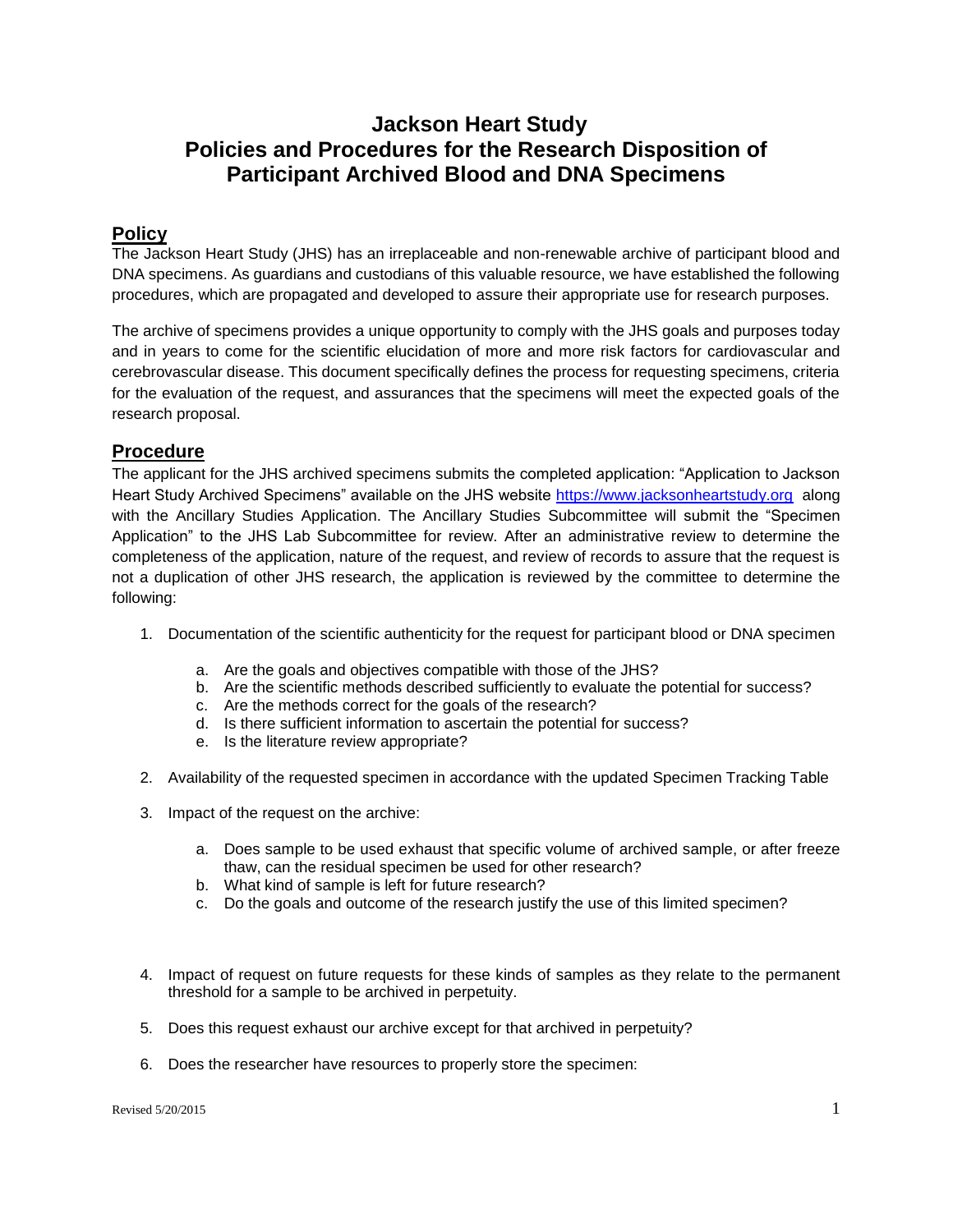# Jackson Heart Study
# Policies and Procedures for the Research Disposition of Participant Archived Blood and DNA Specimens

## Policy

The Jackson Heart Study (JHS) has an irreplaceable and non-renewable archive of participant blood and DNA specimens. As guardians and custodians of this valuable resource, we have established the following procedures, which are propagated and developed to assure their appropriate use for research purposes.

The archive of specimens provides a unique opportunity to comply with the JHS goals and purposes today and in years to come for the scientific elucidation of more and more risk factors for cardiovascular and cerebrovascular disease. This document specifically defines the process for requesting specimens, criteria for the evaluation of the request, and assurances that the specimens will meet the expected goals of the research proposal.

## Procedure

The applicant for the JHS archived specimens submits the completed application: "Application to Jackson Heart Study Archived Specimens" available on the JHS website [https://www.jacksonheartstudy.org](https://www.jacksonheartstudy.org) along with the Ancillary Studies Application. The Ancillary Studies Subcommittee will submit the "Specimen Application" to the JHS Lab Subcommittee for review. After an administrative review to determine the completeness of the application, nature of the request, and review of records to assure that the request is not a duplication of other JHS research, the application is reviewed by the committee to determine the following:

1. Documentation of the scientific authenticity for the request for participant blood or DNA specimen
   a. Are the goals and objectives compatible with those of the JHS?
   b. Are the scientific methods described sufficiently to evaluate the potential for success?
   c. Are the methods correct for the goals of the research?
   d. Is there sufficient information to ascertain the potential for success?
   e. Is the literature review appropriate?
2. Availability of the requested specimen in accordance with the updated Specimen Tracking Table
3. Impact of the request on the archive:
   a. Does sample to be used exhaust that specific volume of archived sample, or after freeze thaw, can the residual specimen be used for other research?
   b. What kind of sample is left for future research?
   c. Do the goals and outcome of the research justify the use of this limited specimen?
4. Impact of request on future requests for these kinds of samples as they relate to the permanent threshold for a sample to be archived in perpetuity.
5. Does this request exhaust our archive except for that archived in perpetuity?
6. Does the researcher have resources to properly store the specimen: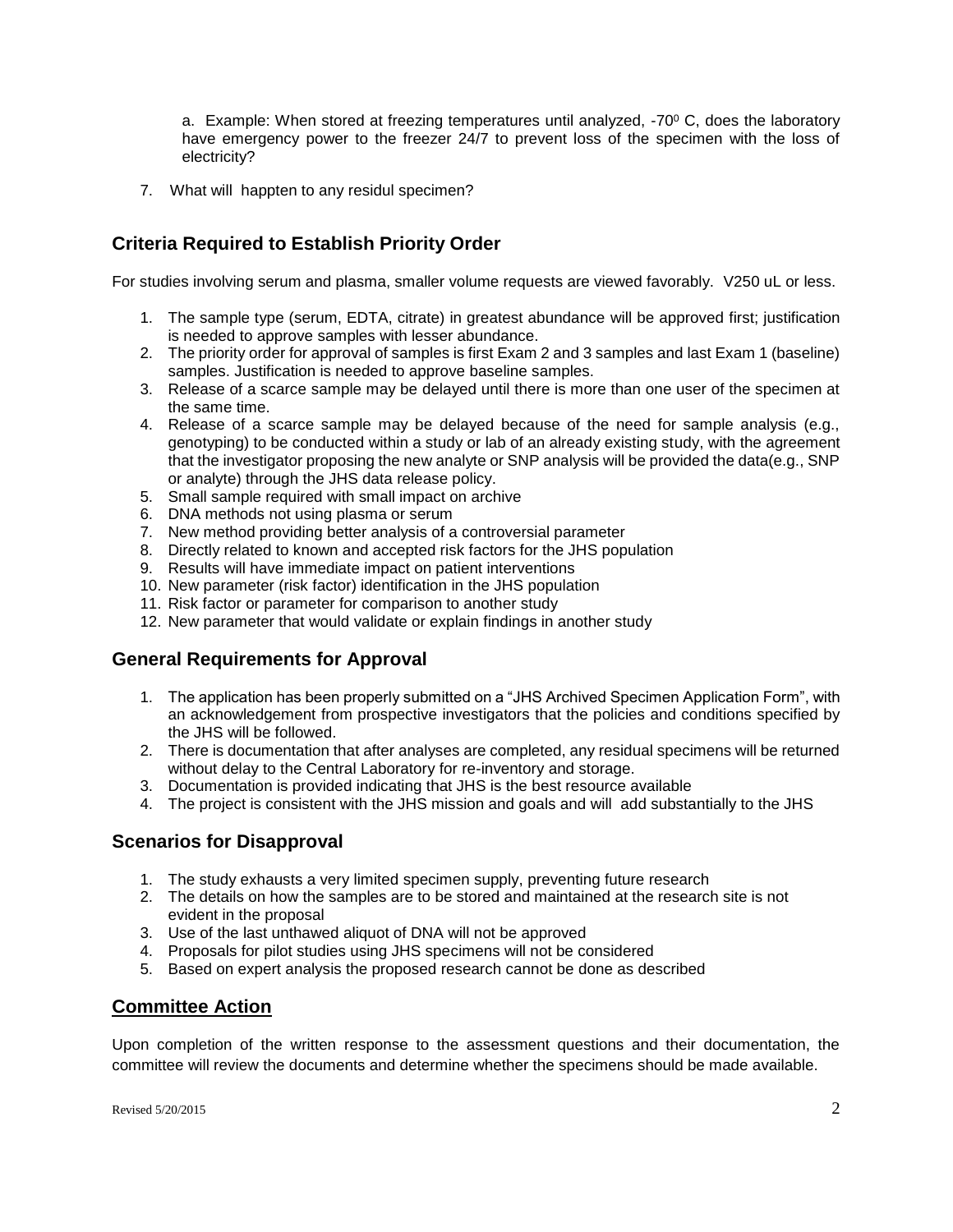a. Example: When stored at freezing temperatures until analyzed, -70$^0$ C, does the laboratory have emergency power to the freezer 24/7 to prevent loss of the specimen with the loss of electricity?

7. What will happten to any residul specimen?

## Criteria Required to Establish Priority Order

For studies involving serum and plasma, smaller volume requests are viewed favorably. V250 uL or less.

1. The sample type (serum, EDTA, citrate) in greatest abundance will be approved first; justification is needed to approve samples with lesser abundance.
2. The priority order for approval of samples is first Exam 2 and 3 samples and last Exam 1 (baseline) samples. Justification is needed to approve baseline samples.
3. Release of a scarce sample may be delayed until there is more than one user of the specimen at the same time.
4. Release of a scarce sample may be delayed because of the need for sample analysis (e.g., genotyping) to be conducted within a study or lab of an already existing study, with the agreement that the investigator proposing the new analyte or SNP analysis will be provided the data(e.g., SNP or analyte) through the JHS data release policy.
5. Small sample required with small impact on archive
6. DNA methods not using plasma or serum
7. New method providing better analysis of a controversial parameter
8. Directly related to known and accepted risk factors for the JHS population
9. Results will have immediate impact on patient interventions
10. New parameter (risk factor) identification in the JHS population
11. Risk factor or parameter for comparison to another study
12. New parameter that would validate or explain findings in another study

## General Requirements for Approval

1. The application has been properly submitted on a "JHS Archived Specimen Application Form", with an acknowledgement from prospective investigators that the policies and conditions specified by the JHS will be followed.
2. There is documentation that after analyses are completed, any residual specimens will be returned without delay to the Central Laboratory for re-inventory and storage.
3. Documentation is provided indicating that JHS is the best resource available
4. The project is consistent with the JHS mission and goals and will add substantially to the JHS

## Scenarios for Disapproval

1. The study exhausts a very limited specimen supply, preventing future research
2. The details on how the samples are to be stored and maintained at the research site is not evident in the proposal
3. Use of the last unthawed aliquot of DNA will not be approved
4. Proposals for pilot studies using JHS specimens will not be considered
5. Based on expert analysis the proposed research cannot be done as described

## Committee Action

Upon completion of the written response to the assessment questions and their documentation, the committee will review the documents and determine whether the specimens should be made available.

Revised 5/20/2015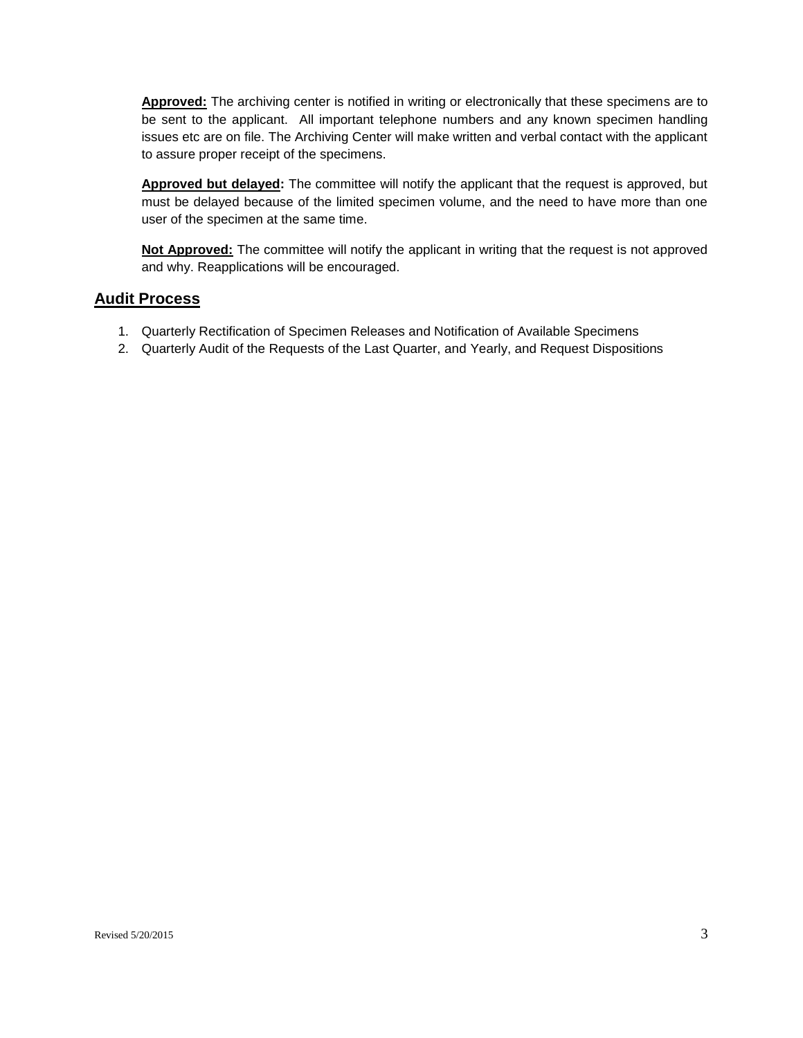**Approved:** The archiving center is notified in writing or electronically that these specimens are to be sent to the applicant. All important telephone numbers and any known specimen handling issues etc are on file. The Archiving Center will make written and verbal contact with the applicant to assure proper receipt of the specimens.

**Approved but delayed:** The committee will notify the applicant that the request is approved, but must be delayed because of the limited specimen volume, and the need to have more than one user of the specimen at the same time.

**Not Approved:** The committee will notify the applicant in writing that the request is not approved and why. Reapplications will be encouraged.

## Audit Process

1. Quarterly Rectification of Specimen Releases and Notification of Available Specimens
2. Quarterly Audit of the Requests of the Last Quarter, and Yearly, and Request Dispositions

Revised 5/20/2015